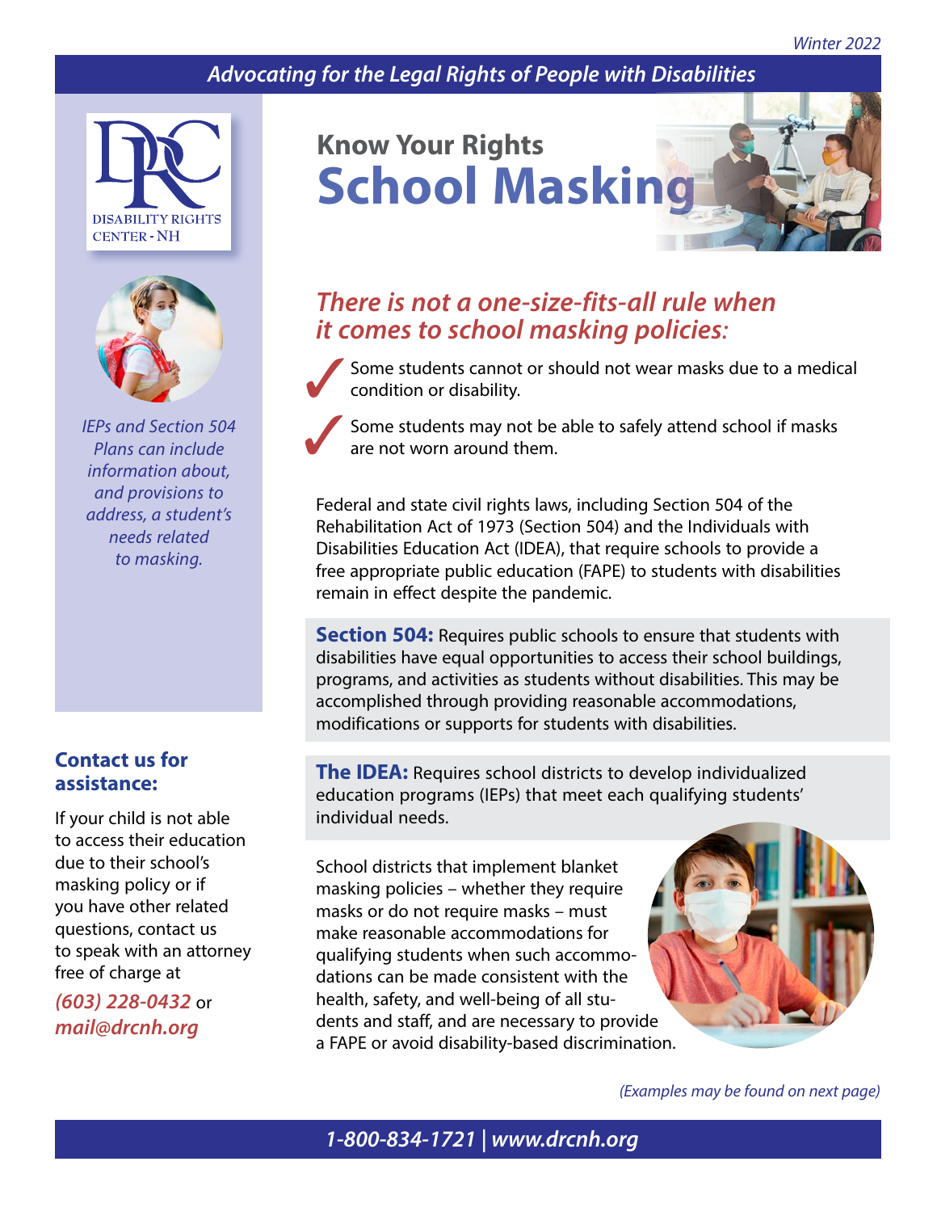Winter 2022

*Advocating for the Legal Rights of People with Disabilities*

DISABILITY RIGHTS CENTER - NH

## Know Your Rights

# School Masking

*IEPs and Section 504 Plans can include information about, and provisions to address, a student's needs related to masking.*

## *There is not a one-size-fits-all rule when it comes to school masking policies:*

- ✓ Some students cannot or should not wear masks due to a medical condition or disability.
- ✓ Some students may not be able to safely attend school if masks are not worn around them.

Federal and state civil rights laws, including Section 504 of the Rehabilitation Act of 1973 (Section 504) and the Individuals with Disabilities Education Act (IDEA), that require schools to provide a free appropriate public education (FAPE) to students with disabilities remain in effect despite the pandemic.

**Section 504:** Requires public schools to ensure that students with disabilities have equal opportunities to access their school buildings, programs, and activities as students without disabilities. This may be accomplished through providing reasonable accommodations, modifications or supports for students with disabilities.

**The IDEA:** Requires school districts to develop individualized education programs (IEPs) that meet each qualifying students' individual needs.

School districts that implement blanket masking policies – whether they require masks or do not require masks – must make reasonable accommodations for qualifying students when such accommodations can be made consistent with the health, safety, and well-being of all students and staff, and are necessary to provide a FAPE or avoid disability-based discrimination.

*(Examples may be found on next page)*

### Contact us for assistance:

If your child is not able to access their education due to their school's masking policy or if you have other related questions, contact us to speak with an attorney free of charge at

***(603) 228-0432*** or ***mail@drcnh.org***

***1-800-834-1721 | www.drcnh.org***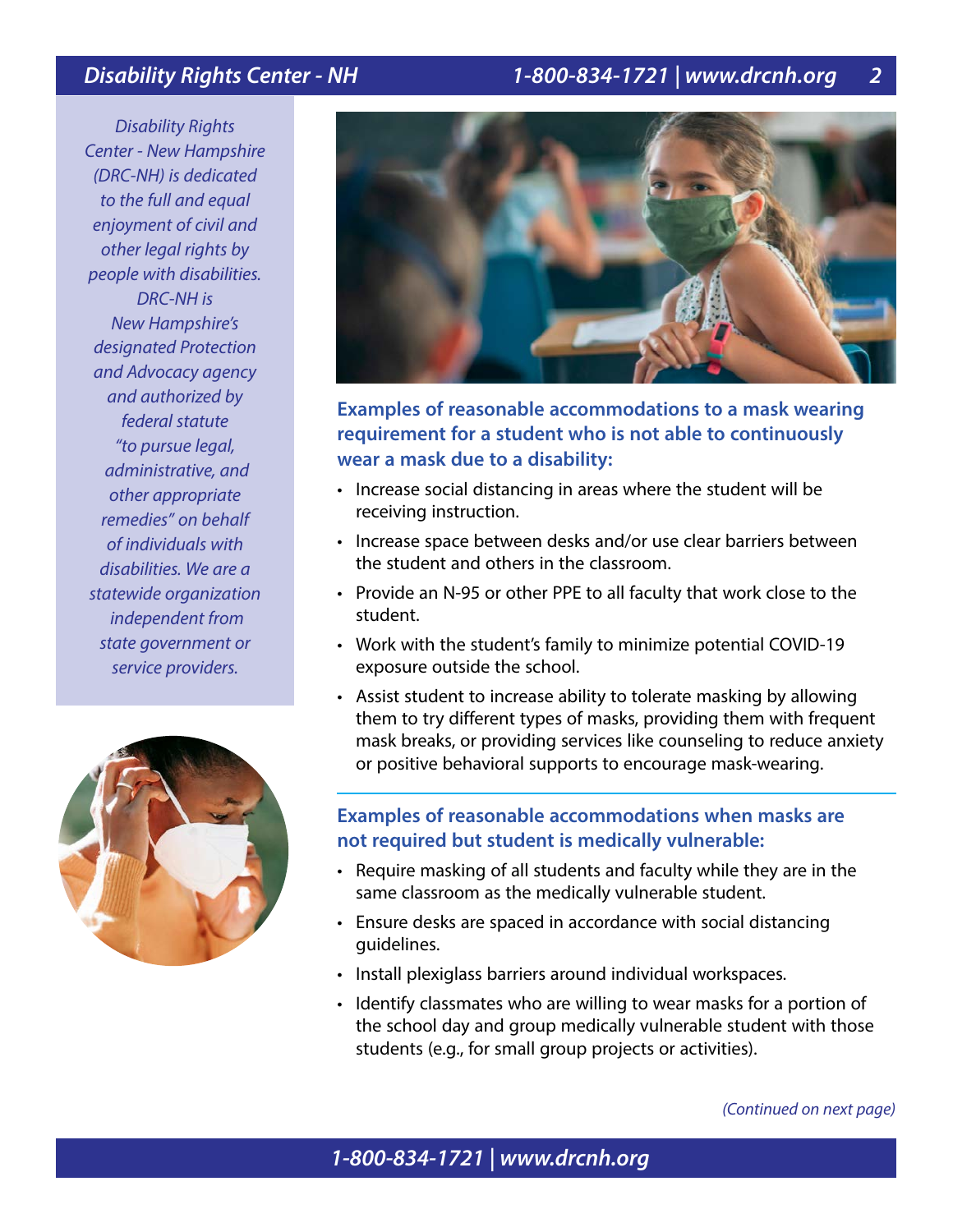*Disability Rights Center - New Hampshire (DRC-NH) is dedicated to the full and equal enjoyment of civil and other legal rights by people with disabilities. DRC-NH is New Hampshire's designated Protection and Advocacy agency and authorized by federal statute "to pursue legal, administrative, and other appropriate remedies" on behalf of individuals with disabilities. We are a statewide organization independent from state government or service providers.*

### Examples of reasonable accommodations to a mask wearing requirement for a student who is not able to continuously wear a mask due to a disability:

- Increase social distancing in areas where the student will be receiving instruction.
- Increase space between desks and/or use clear barriers between the student and others in the classroom.
- Provide an N-95 or other PPE to all faculty that work close to the student.
- Work with the student's family to minimize potential COVID-19 exposure outside the school.
- Assist student to increase ability to tolerate masking by allowing them to try different types of masks, providing them with frequent mask breaks, or providing services like counseling to reduce anxiety or positive behavioral supports to encourage mask-wearing.

### Examples of reasonable accommodations when masks are not required but student is medically vulnerable:

- Require masking of all students and faculty while they are in the same classroom as the medically vulnerable student.
- Ensure desks are spaced in accordance with social distancing guidelines.
- Install plexiglass barriers around individual workspaces.
- Identify classmates who are willing to wear masks for a portion of the school day and group medically vulnerable student with those students (e.g., for small group projects or activities).

*(Continued on next page)*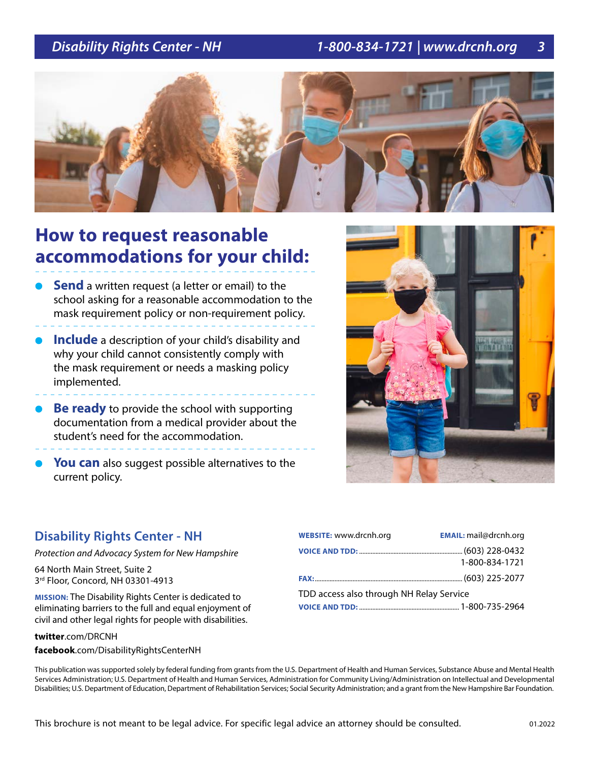## How to request reasonable accommodations for your child:

- **Send** a written request (a letter or email) to the school asking for a reasonable accommodation to the mask requirement policy or non-requirement policy.
- **Include** a description of your child's disability and why your child cannot consistently comply with the mask requirement or needs a masking policy implemented.
- **Be ready** to provide the school with supporting documentation from a medical provider about the student's need for the accommodation.
- **You can** also suggest possible alternatives to the current policy.

### Disability Rights Center - NH

*Protection and Advocacy System for New Hampshire*

64 North Main Street, Suite 2
3rd Floor, Concord, NH 03301-4913

**MISSION:** The Disability Rights Center is dedicated to eliminating barriers to the full and equal enjoyment of civil and other legal rights for people with disabilities.

**twitter**.com/DRCNH
**facebook**.com/DisabilityRightsCenterNH

**WEBSITE:** www.drcnh.org **EMAIL:** mail@drcnh.org

**VOICE AND TDD:** (603) 228-0432
1-800-834-1721

**FAX:** (603) 225-2077

TDD access also through NH Relay Service
**VOICE AND TDD:** 1-800-735-2964

This publication was supported solely by federal funding from grants from the U.S. Department of Health and Human Services, Substance Abuse and Mental Health Services Administration; U.S. Department of Health and Human Services, Administration for Community Living/Administration on Intellectual and Developmental Disabilities; U.S. Department of Education, Department of Rehabilitation Services; Social Security Administration; and a grant from the New Hampshire Bar Foundation.

This brochure is not meant to be legal advice. For specific legal advice an attorney should be consulted.

01.2022